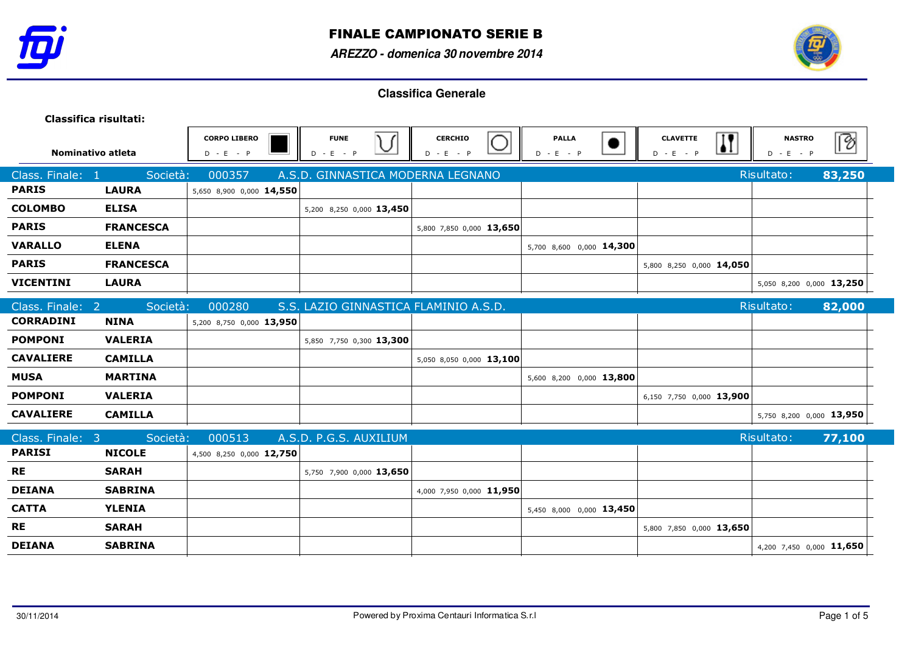# FINALE CAMPIONATO SERIE B

*AREZZO - domenica 30 novembre 2014*

## Classifica Generale

**Classifica risultati:**

| Nominativo atleta | | CORPO LIBERO D - E - P | FUNE D - E - P | CERCHIO D - E - P | PALLA D - E - P | CLAVETTE D - E - P | NASTRO D - E - P |
|---|---|---|---|---|---|---|---|
| **Class. Finale: 1** | **Società: 000357** | **A.S.D. GINNASTICA MODERNA LEGNANO** | | | | **Risultato:** | **83,250** |
| **PARIS** | **LAURA** | 5,650 8,900 0,000 **14,550** | | | | | |
| **COLOMBO** | **ELISA** | | 5,200 8,250 0,000 **13,450** | | | | |
| **PARIS** | **FRANCESCA** | | | 5,800 7,850 0,000 **13,650** | | | |
| **VARALLO** | **ELENA** | | | | 5,700 8,600 0,000 **14,300** | | |
| **PARIS** | **FRANCESCA** | | | | | 5,800 8,250 0,000 **14,050** | |
| **VICENTINI** | **LAURA** | | | | | | 5,050 8,200 0,000 **13,250** |
| **Class. Finale: 2** | **Società: 000280** | **S.S. LAZIO GINNASTICA FLAMINIO A.S.D.** | | | | **Risultato:** | **82,000** |
| **CORRADINI** | **NINA** | 5,200 8,750 0,000 **13,950** | | | | | |
| **POMPONI** | **VALERIA** | | 5,850 7,750 0,300 **13,300** | | | | |
| **CAVALIERE** | **CAMILLA** | | | 5,050 8,050 0,000 **13,100** | | | |
| **MUSA** | **MARTINA** | | | | 5,600 8,200 0,000 **13,800** | | |
| **POMPONI** | **VALERIA** | | | | | 6,150 7,750 0,000 **13,900** | |
| **CAVALIERE** | **CAMILLA** | | | | | | 5,750 8,200 0,000 **13,950** |
| **Class. Finale: 3** | **Società: 000513** | **A.S.D. P.G.S. AUXILIUM** | | | | **Risultato:** | **77,100** |
| **PARISI** | **NICOLE** | 4,500 8,250 0,000 **12,750** | | | | | |
| **RE** | **SARAH** | | 5,750 7,900 0,000 **13,650** | | | | |
| **DEIANA** | **SABRINA** | | | 4,000 7,950 0,000 **11,950** | | | |
| **CATTA** | **YLENIA** | | | | 5,450 8,000 0,000 **13,450** | | |
| **RE** | **SARAH** | | | | | 5,800 7,850 0,000 **13,650** | |
| **DEIANA** | **SABRINA** | | | | | | 4,200 7,450 0,000 **11,650** |

30/11/2014

Powered by Proxima Centauri Informatica S.r.l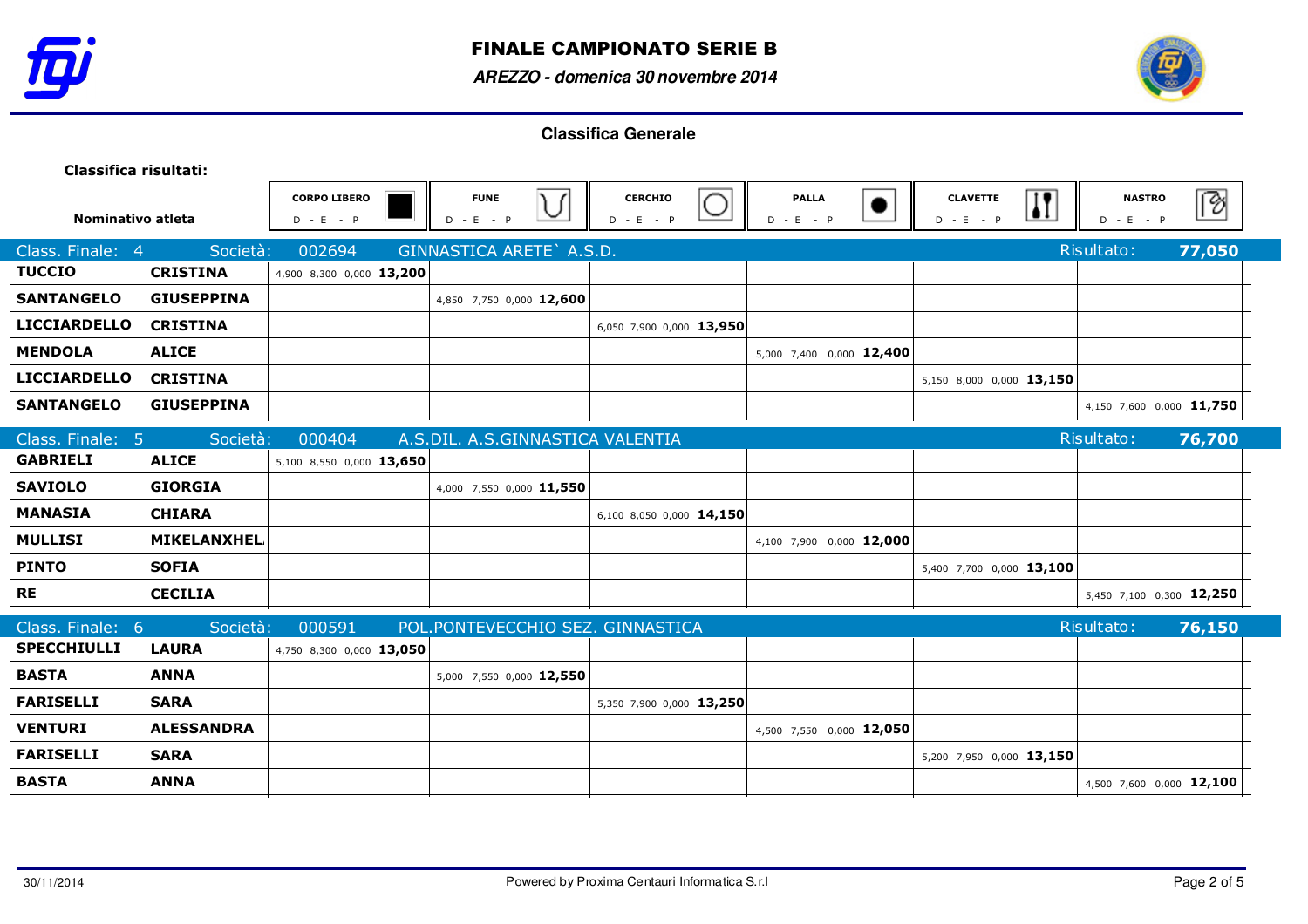# FINALE CAMPIONATO SERIE B

***AREZZO - domenica 30 novembre 2014***

## Classifica Generale

**Classifica risultati:**

| Nominativo atleta | | CORPO LIBERO D - E - P | FUNE D - E - P | CERCHIO D - E - P | PALLA D - E - P | CLAVETTE D - E - P | NASTRO D - E - P |
|---|---|---|---|---|---|---|---|
| **Class. Finale: 4** | **Società: 002694** | **GINNASTICA ARETE` A.S.D.** | | | | **Risultato:** | **77,050** |
| **TUCCIO** | **CRISTINA** | 4,900 8,300 0,000 **13,200** | | | | | |
| **SANTANGELO** | **GIUSEPPINA** | | 4,850 7,750 0,000 **12,600** | | | | |
| **LICCIARDELLO** | **CRISTINA** | | | 6,050 7,900 0,000 **13,950** | | | |
| **MENDOLA** | **ALICE** | | | | 5,000 7,400 0,000 **12,400** | | |
| **LICCIARDELLO** | **CRISTINA** | | | | | 5,150 8,000 0,000 **13,150** | |
| **SANTANGELO** | **GIUSEPPINA** | | | | | | 4,150 7,600 0,000 **11,750** |
| **Class. Finale: 5** | **Società: 000404** | **A.S.DIL. A.S.GINNASTICA VALENTIA** | | | | **Risultato:** | **76,700** |
| **GABRIELI** | **ALICE** | 5,100 8,550 0,000 **13,650** | | | | | |
| **SAVIOLO** | **GIORGIA** | | 4,000 7,550 0,000 **11,550** | | | | |
| **MANASIA** | **CHIARA** | | | 6,100 8,050 0,000 **14,150** | | | |
| **MULLISI** | **MIKELANXHEL** | | | | 4,100 7,900 0,000 **12,000** | | |
| **PINTO** | **SOFIA** | | | | | 5,400 7,700 0,000 **13,100** | |
| **RE** | **CECILIA** | | | | | | 5,450 7,100 0,300 **12,250** |
| **Class. Finale: 6** | **Società: 000591** | **POL.PONTEVECCHIO SEZ. GINNASTICA** | | | | **Risultato:** | **76,150** |
| **SPECCHIULLI** | **LAURA** | 4,750 8,300 0,000 **13,050** | | | | | |
| **BASTA** | **ANNA** | | 5,000 7,550 0,000 **12,550** | | | | |
| **FARISELLI** | **SARA** | | | 5,350 7,900 0,000 **13,250** | | | |
| **VENTURI** | **ALESSANDRA** | | | | 4,500 7,550 0,000 **12,050** | | |
| **FARISELLI** | **SARA** | | | | | 5,200 7,950 0,000 **13,150** | |
| **BASTA** | **ANNA** | | | | | | 4,500 7,600 0,000 **12,100** |

30/11/2014 Powered by Proxima Centauri Informatica S.r.l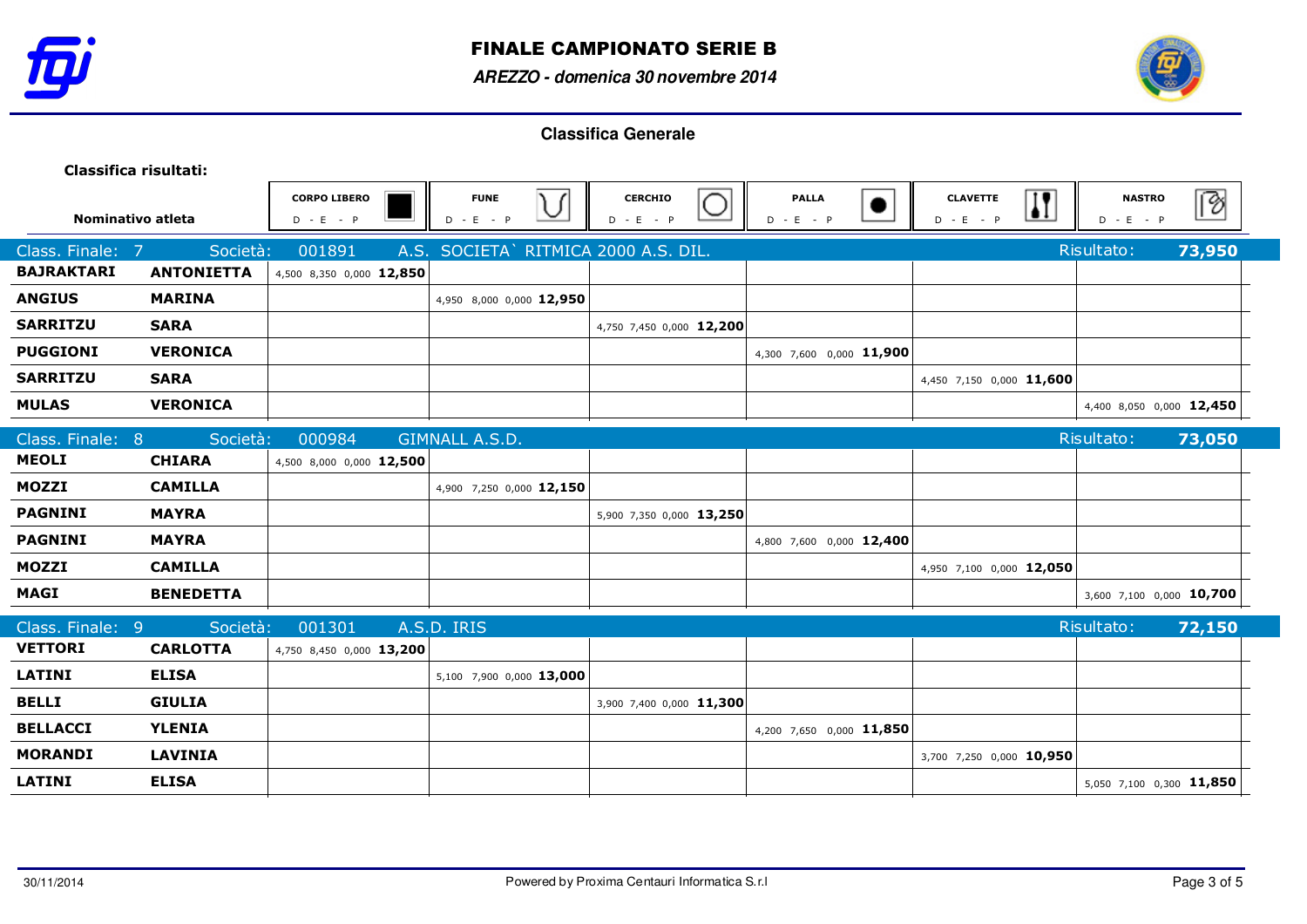# FINALE CAMPIONATO SERIE B

***AREZZO - domenica 30 novembre 2014***

## Classifica Generale

**Classifica risultati:**

| Nominativo atleta | | CORPO LIBERO D - E - P | FUNE D - E - P | CERCHIO D - E - P | PALLA D - E - P | CLAVETTE D - E - P | NASTRO D - E - P |
|---|---|---|---|---|---|---|---|
| **Class. Finale: 7** | **Società: 001891** | **A.S. SOCIETA` RITMICA 2000 A.S. DIL.** | | | | **Risultato:** | **73,950** |
| **BAJRAKTARI** | **ANTONIETTA** | 4,500 8,350 0,000 **12,850** | | | | | |
| **ANGIUS** | **MARINA** | | 4,950 8,000 0,000 **12,950** | | | | |
| **SARRITZU** | **SARA** | | | 4,750 7,450 0,000 **12,200** | | | |
| **PUGGIONI** | **VERONICA** | | | | 4,300 7,600 0,000 **11,900** | | |
| **SARRITZU** | **SARA** | | | | | 4,450 7,150 0,000 **11,600** | |
| **MULAS** | **VERONICA** | | | | | | 4,400 8,050 0,000 **12,450** |
| **Class. Finale: 8** | **Società: 000984** | **GIMNALL A.S.D.** | | | | **Risultato:** | **73,050** |
| **MEOLI** | **CHIARA** | 4,500 8,000 0,000 **12,500** | | | | | |
| **MOZZI** | **CAMILLA** | | 4,900 7,250 0,000 **12,150** | | | | |
| **PAGNINI** | **MAYRA** | | | 5,900 7,350 0,000 **13,250** | | | |
| **PAGNINI** | **MAYRA** | | | | 4,800 7,600 0,000 **12,400** | | |
| **MOZZI** | **CAMILLA** | | | | | 4,950 7,100 0,000 **12,050** | |
| **MAGI** | **BENEDETTA** | | | | | | 3,600 7,100 0,000 **10,700** |
| **Class. Finale: 9** | **Società: 001301** | **A.S.D. IRIS** | | | | **Risultato:** | **72,150** |
| **VETTORI** | **CARLOTTA** | 4,750 8,450 0,000 **13,200** | | | | | |
| **LATINI** | **ELISA** | | 5,100 7,900 0,000 **13,000** | | | | |
| **BELLI** | **GIULIA** | | | 3,900 7,400 0,000 **11,300** | | | |
| **BELLACCI** | **YLENIA** | | | | 4,200 7,650 0,000 **11,850** | | |
| **MORANDI** | **LAVINIA** | | | | | 3,700 7,250 0,000 **10,950** | |
| **LATINI** | **ELISA** | | | | | | 5,050 7,100 0,300 **11,850** |

30/11/2014 — Powered by Proxima Centauri Informatica S.r.l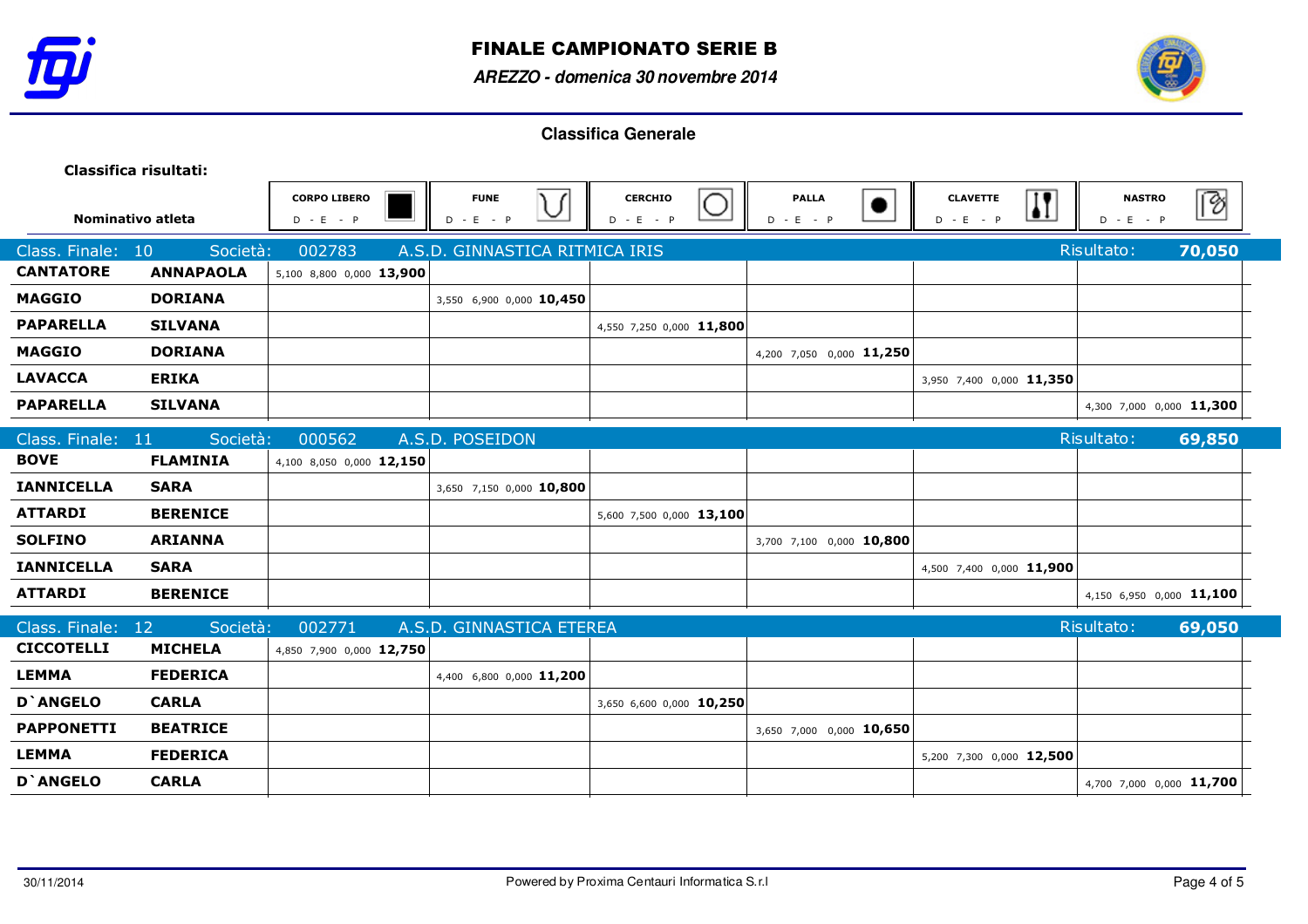# FINALE CAMPIONATO SERIE B

***AREZZO - domenica 30 novembre 2014***

## Classifica Generale

**Classifica risultati:**

| Nominativo atleta | | CORPO LIBERO D - E - P | FUNE D - E - P | CERCHIO D - E - P | PALLA D - E - P | CLAVETTE D - E - P | NASTRO D - E - P |
|---|---|---|---|---|---|---|---|
| **Class. Finale: 10** | **Società: 002783** | **A.S.D. GINNASTICA RITMICA IRIS** | | | | **Risultato:** | **70,050** |
| **CANTATORE** | **ANNAPAOLA** | 5,100 8,800 0,000 **13,900** | | | | | |
| **MAGGIO** | **DORIANA** | | 3,550 6,900 0,000 **10,450** | | | | |
| **PAPARELLA** | **SILVANA** | | | 4,550 7,250 0,000 **11,800** | | | |
| **MAGGIO** | **DORIANA** | | | | 4,200 7,050 0,000 **11,250** | | |
| **LAVACCA** | **ERIKA** | | | | | 3,950 7,400 0,000 **11,350** | |
| **PAPARELLA** | **SILVANA** | | | | | | 4,300 7,000 0,000 **11,300** |
| **Class. Finale: 11** | **Società: 000562** | **A.S.D. POSEIDON** | | | | **Risultato:** | **69,850** |
| **BOVE** | **FLAMINIA** | 4,100 8,050 0,000 **12,150** | | | | | |
| **IANNICELLA** | **SARA** | | 3,650 7,150 0,000 **10,800** | | | | |
| **ATTARDI** | **BERENICE** | | | 5,600 7,500 0,000 **13,100** | | | |
| **SOLFINO** | **ARIANNA** | | | | 3,700 7,100 0,000 **10,800** | | |
| **IANNICELLA** | **SARA** | | | | | 4,500 7,400 0,000 **11,900** | |
| **ATTARDI** | **BERENICE** | | | | | | 4,150 6,950 0,000 **11,100** |
| **Class. Finale: 12** | **Società: 002771** | **A.S.D. GINNASTICA ETEREA** | | | | **Risultato:** | **69,050** |
| **CICCOTELLI** | **MICHELA** | 4,850 7,900 0,000 **12,750** | | | | | |
| **LEMMA** | **FEDERICA** | | 4,400 6,800 0,000 **11,200** | | | | |
| **D`ANGELO** | **CARLA** | | | 3,650 6,600 0,000 **10,250** | | | |
| **PAPPONETTI** | **BEATRICE** | | | | 3,650 7,000 0,000 **10,650** | | |
| **LEMMA** | **FEDERICA** | | | | | 5,200 7,300 0,000 **12,500** | |
| **D`ANGELO** | **CARLA** | | | | | | 4,700 7,000 0,000 **11,700** |

30/11/2014

Powered by Proxima Centauri Informatica S.r.l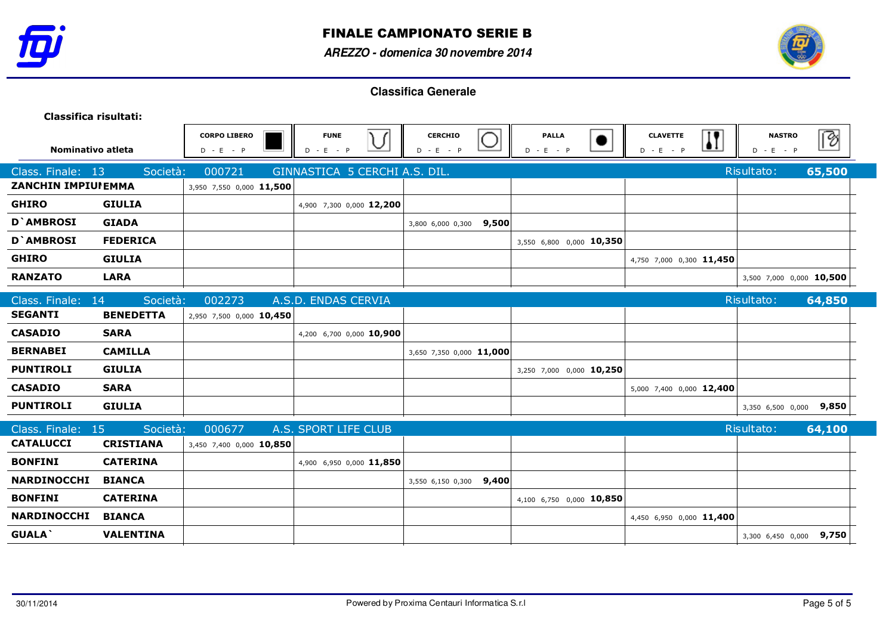# FINALE CAMPIONATO SERIE B

***AREZZO - domenica 30 novembre 2014***

## Classifica Generale

**Classifica risultati:**

| Nominativo atleta | | CORPO LIBERO D - E - P | FUNE D - E - P | CERCHIO D - E - P | PALLA D - E - P | CLAVETTE D - E - P | NASTRO D - E - P |
|---|---|---|---|---|---|---|---|
| **Class. Finale: 13** | **Società: 000721 GINNASTICA 5 CERCHI A.S. DIL.** | | | | | **Risultato:** | **65,500** |
| **ZANCHIN IMPIUI** | **EMMA** | 3,950 7,550 0,000 **11,500** | | | | | |
| **GHIRO** | **GIULIA** | | 4,900 7,300 0,000 **12,200** | | | | |
| **D`AMBROSI** | **GIADA** | | | 3,800 6,000 0,300 **9,500** | | | |
| **D`AMBROSI** | **FEDERICA** | | | | 3,550 6,800 0,000 **10,350** | | |
| **GHIRO** | **GIULIA** | | | | | 4,750 7,000 0,300 **11,450** | |
| **RANZATO** | **LARA** | | | | | | 3,500 7,000 0,000 **10,500** |
| **Class. Finale: 14** | **Società: 002273 A.S.D. ENDAS CERVIA** | | | | | **Risultato:** | **64,850** |
| **SEGANTI** | **BENEDETTA** | 2,950 7,500 0,000 **10,450** | | | | | |
| **CASADIO** | **SARA** | | 4,200 6,700 0,000 **10,900** | | | | |
| **BERNABEI** | **CAMILLA** | | | 3,650 7,350 0,000 **11,000** | | | |
| **PUNTIROLI** | **GIULIA** | | | | 3,250 7,000 0,000 **10,250** | | |
| **CASADIO** | **SARA** | | | | | 5,000 7,400 0,000 **12,400** | |
| **PUNTIROLI** | **GIULIA** | | | | | | 3,350 6,500 0,000 **9,850** |
| **Class. Finale: 15** | **Società: 000677 A.S. SPORT LIFE CLUB** | | | | | **Risultato:** | **64,100** |
| **CATALUCCI** | **CRISTIANA** | 3,450 7,400 0,000 **10,850** | | | | | |
| **BONFINI** | **CATERINA** | | 4,900 6,950 0,000 **11,850** | | | | |
| **NARDINOCCHI** | **BIANCA** | | | 3,550 6,150 0,300 **9,400** | | | |
| **BONFINI** | **CATERINA** | | | | 4,100 6,750 0,000 **10,850** | | |
| **NARDINOCCHI** | **BIANCA** | | | | | 4,450 6,950 0,000 **11,400** | |
| **GUALA`** | **VALENTINA** | | | | | | 3,300 6,450 0,000 **9,750** |

30/11/2014 Powered by Proxima Centauri Informatica S.r.l